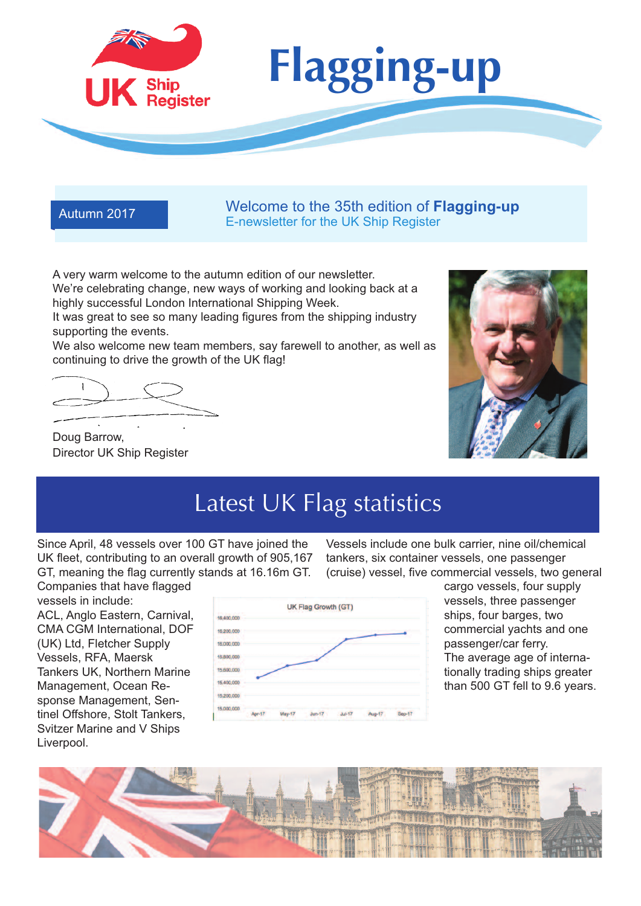# Flagging-up

UK Ship Register

Autumn 2017

**Welcome to the 35th edition of Flagging-up**
E-newsletter for the UK Ship Register

A very warm welcome to the autumn edition of our newsletter.
We're celebrating change, new ways of working and looking back at a highly successful London International Shipping Week.
It was great to see so many leading figures from the shipping industry supporting the events.
We also welcome new team members, say farewell to another, as well as continuing to drive the growth of the UK flag!

Doug Barrow,
Director UK Ship Register

## Latest UK Flag statistics

Since April, 48 vessels over 100 GT have joined the UK fleet, contributing to an overall growth of 905,167 GT, meaning the flag currently stands at 16.16m GT.

Companies that have flagged vessels in include:
ACL, Anglo Eastern, Carnival, CMA CGM International, DOF (UK) Ltd, Fletcher Supply Vessels, RFA, Maersk Tankers UK, Northern Marine Management, Ocean Response Management, Sentinel Offshore, Stolt Tankers, Svitzer Marine and V Ships Liverpool.

UK Flag Growth (GT)

Vessels include one bulk carrier, nine oil/chemical tankers, six container vessels, one passenger (cruise) vessel, five commercial vessels, two general cargo vessels, four supply vessels, three passenger ships, four barges, two commercial yachts and one passenger/car ferry.
The average age of internationally trading ships greater than 500 GT fell to 9.6 years.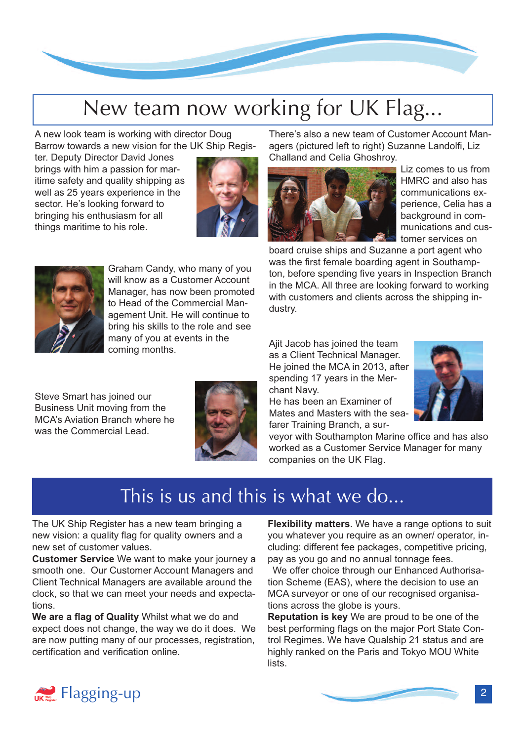# New team now working for UK Flag...

A new look team is working with director Doug Barrow towards a new vision for the UK Ship Register. Deputy Director David Jones brings with him a passion for maritime safety and quality shipping as well as 25 years experience in the sector. He's looking forward to bringing his enthusiasm for all things maritime to his role.

Graham Candy, who many of you will know as a Customer Account Manager, has now been promoted to Head of the Commercial Management Unit. He will continue to bring his skills to the role and see many of you at events in the coming months.

Steve Smart has joined our Business Unit moving from the MCA's Aviation Branch where he was the Commercial Lead.

There's also a new team of Customer Account Managers (pictured left to right) Suzanne Landolfi, Liz Challand and Celia Ghoshroy.

Liz comes to us from HMRC and also has communications experience, Celia has a background in communications and customer services on board cruise ships and Suzanne a port agent who was the first female boarding agent in Southampton, before spending five years in Inspection Branch in the MCA. All three are looking forward to working with customers and clients across the shipping industry.

Ajit Jacob has joined the team as a Client Technical Manager. He joined the MCA in 2013, after spending 17 years in the Merchant Navy.

He has been an Examiner of Mates and Masters with the seafarer Training Branch, a surveyor with Southampton Marine office and has also worked as a Customer Service Manager for many companies on the UK Flag.

# This is us and this is what we do...

The UK Ship Register has a new team bringing a new vision: a quality flag for quality owners and a new set of customer values.

**Customer Service** We want to make your journey a smooth one. Our Customer Account Managers and Client Technical Managers are available around the clock, so that we can meet your needs and expectations.

**We are a flag of Quality** Whilst what we do and expect does not change, the way we do it does. We are now putting many of our processes, registration, certification and verification online.

**Flexibility matters**. We have a range options to suit you whatever you require as an owner/ operator, including: different fee packages, competitive pricing, pay as you go and no annual tonnage fees.

We offer choice through our Enhanced Authorisation Scheme (EAS), where the decision to use an MCA surveyor or one of our recognised organisations across the globe is yours.

**Reputation is key** We are proud to be one of the best performing flags on the major Port State Control Regimes. We have Qualship 21 status and are highly ranked on the Paris and Tokyo MOU White lists.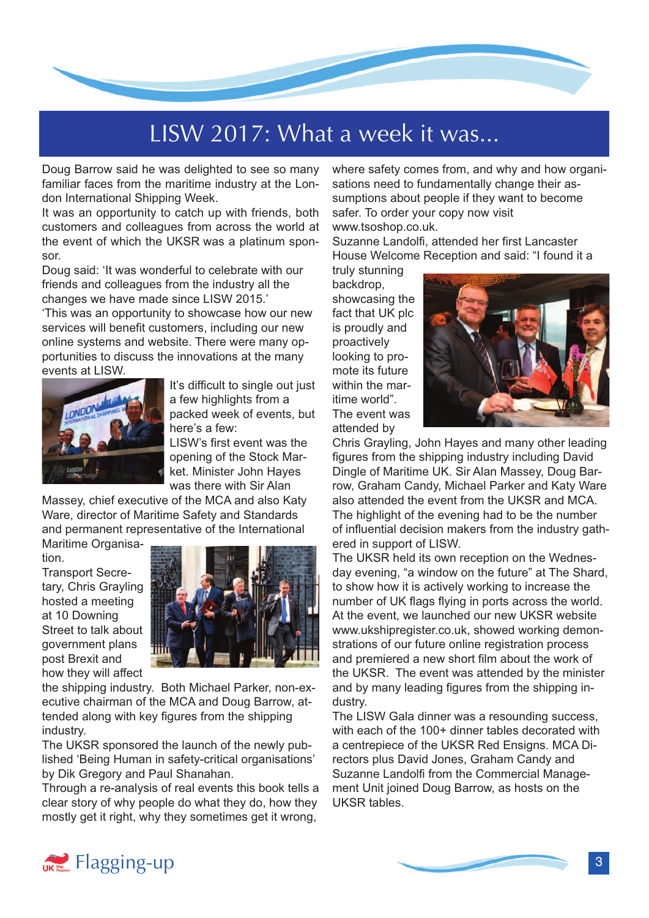# LISW 2017: What a week it was...

Doug Barrow said he was delighted to see so many familiar faces from the maritime industry at the London International Shipping Week.

It was an opportunity to catch up with friends, both customers and colleagues from across the world at the event of which the UKSR was a platinum sponsor.

Doug said: 'It was wonderful to celebrate with our friends and colleagues from the industry all the changes we have made since LISW 2015.'

'This was an opportunity to showcase how our new services will benefit customers, including our new online systems and website. There were many opportunities to discuss the innovations at the many events at LISW.

It's difficult to single out just a few highlights from a packed week of events, but here's a few:

LISW's first event was the opening of the Stock Market. Minister John Hayes was there with Sir Alan Massey, chief executive of the MCA and also Katy Ware, director of Maritime Safety and Standards and permanent representative of the International Maritime Organisation.

Transport Secretary, Chris Grayling hosted a meeting at 10 Downing Street to talk about government plans post Brexit and how they will affect the shipping industry. Both Michael Parker, non-executive chairman of the MCA and Doug Barrow, attended along with key figures from the shipping industry.

The UKSR sponsored the launch of the newly published 'Being Human in safety-critical organisations' by Dik Gregory and Paul Shanahan.

Through a re-analysis of real events this book tells a clear story of why people do what they do, how they mostly get it right, why they sometimes get it wrong, where safety comes from, and why and how organisations need to fundamentally change their assumptions about people if they want to become safer. To order your copy now visit www.tsoshop.co.uk.

Suzanne Landolfi, attended her first Lancaster House Welcome Reception and said: "I found it a truly stunning backdrop, showcasing the fact that UK plc is proudly and proactively looking to promote its future within the maritime world".

The event was attended by Chris Grayling, John Hayes and many other leading figures from the shipping industry including David Dingle of Maritime UK. Sir Alan Massey, Doug Barrow, Graham Candy, Michael Parker and Katy Ware also attended the event from the UKSR and MCA.

The highlight of the evening had to be the number of influential decision makers from the industry gathered in support of LISW.

The UKSR held its own reception on the Wednesday evening, "a window on the future" at The Shard, to show how it is actively working to increase the number of UK flags flying in ports across the world. At the event, we launched our new UKSR website www.ukshipregister.co.uk, showed working demonstrations of our future online registration process and premiered a new short film about the work of the UKSR. The event was attended by the minister and by many leading figures from the shipping industry.

The LISW Gala dinner was a resounding success, with each of the 100+ dinner tables decorated with a centrepiece of the UKSR Red Ensigns. MCA Directors plus David Jones, Graham Candy and Suzanne Landolfi from the Commercial Management Unit joined Doug Barrow, as hosts on the UKSR tables.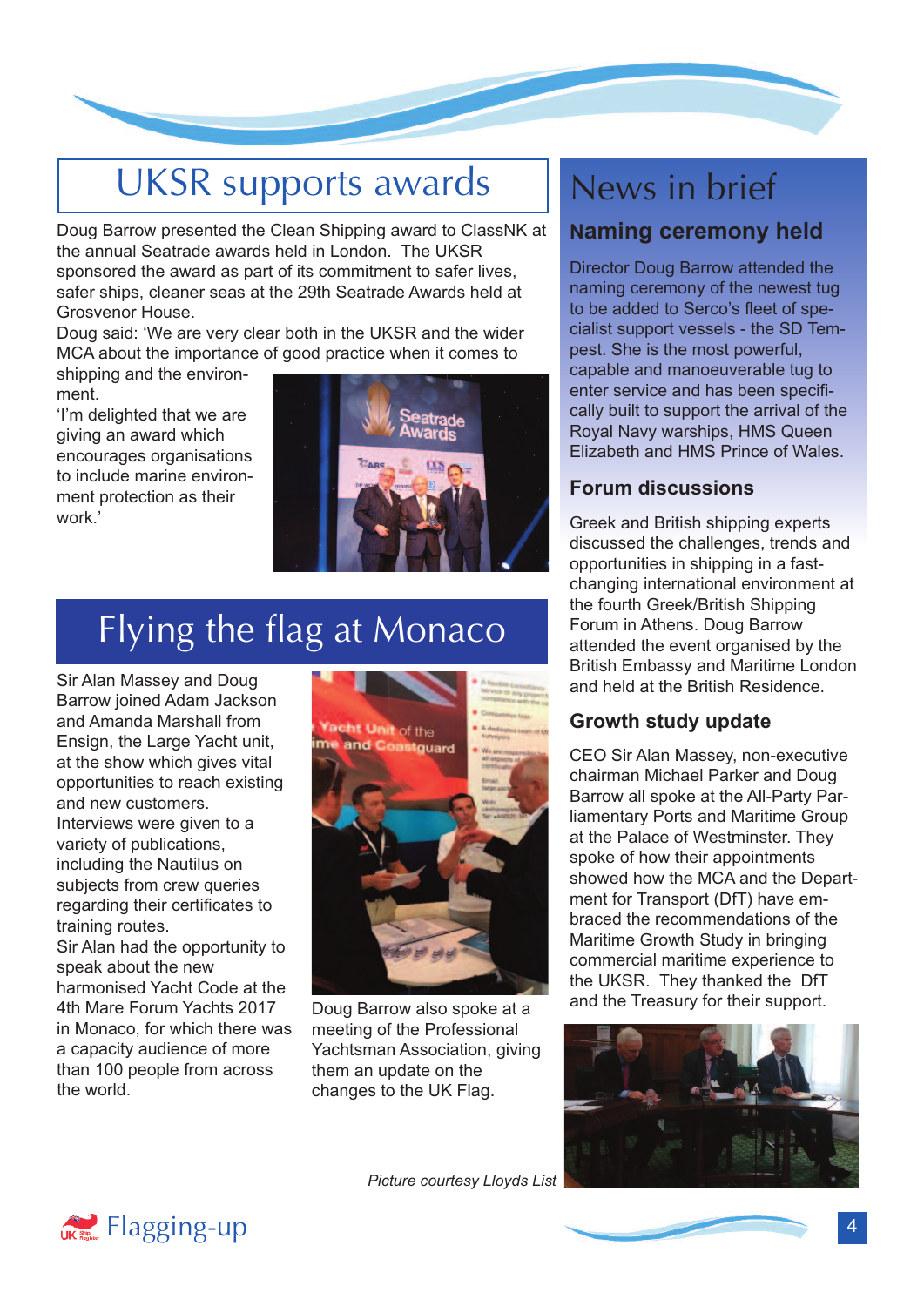# UKSR supports awards

Doug Barrow presented the Clean Shipping award to ClassNK at the annual Seatrade awards held in London. The UKSR sponsored the award as part of its commitment to safer lives, safer ships, cleaner seas at the 29th Seatrade Awards held at Grosvenor House.

Doug said: 'We are very clear both in the UKSR and the wider MCA about the importance of good practice when it comes to shipping and the environment.

'I'm delighted that we are giving an award which encourages organisations to include marine environment protection as their work.'

# Flying the flag at Monaco

Sir Alan Massey and Doug Barrow joined Adam Jackson and Amanda Marshall from Ensign, the Large Yacht unit, at the show which gives vital opportunities to reach existing and new customers.

Interviews were given to a variety of publications, including the Nautilus on subjects from crew queries regarding their certificates to training routes.

Sir Alan had the opportunity to speak about the new harmonised Yacht Code at the 4th Mare Forum Yachts 2017 in Monaco, for which there was a capacity audience of more than 100 people from across the world.

Doug Barrow also spoke at a meeting of the Professional Yachtsman Association, giving them an update on the changes to the UK Flag.

*Picture courtesy Lloyds List*

# News in brief

## Naming ceremony held

Director Doug Barrow attended the naming ceremony of the newest tug to be added to Serco's fleet of specialist support vessels - the SD Tempest. She is the most powerful, capable and manoeuverable tug to enter service and has been specifically built to support the arrival of the Royal Navy warships, HMS Queen Elizabeth and HMS Prince of Wales.

## Forum discussions

Greek and British shipping experts discussed the challenges, trends and opportunities in shipping in a fast-changing international environment at the fourth Greek/British Shipping Forum in Athens. Doug Barrow attended the event organised by the British Embassy and Maritime London and held at the British Residence.

## Growth study update

CEO Sir Alan Massey, non-executive chairman Michael Parker and Doug Barrow all spoke at the All-Party Parliamentary Ports and Maritime Group at the Palace of Westminster. They spoke of how their appointments showed how the MCA and the Department for Transport (DfT) have embraced the recommendations of the Maritime Growth Study in bringing commercial maritime experience to the UKSR. They thanked the DfT and the Treasury for their support.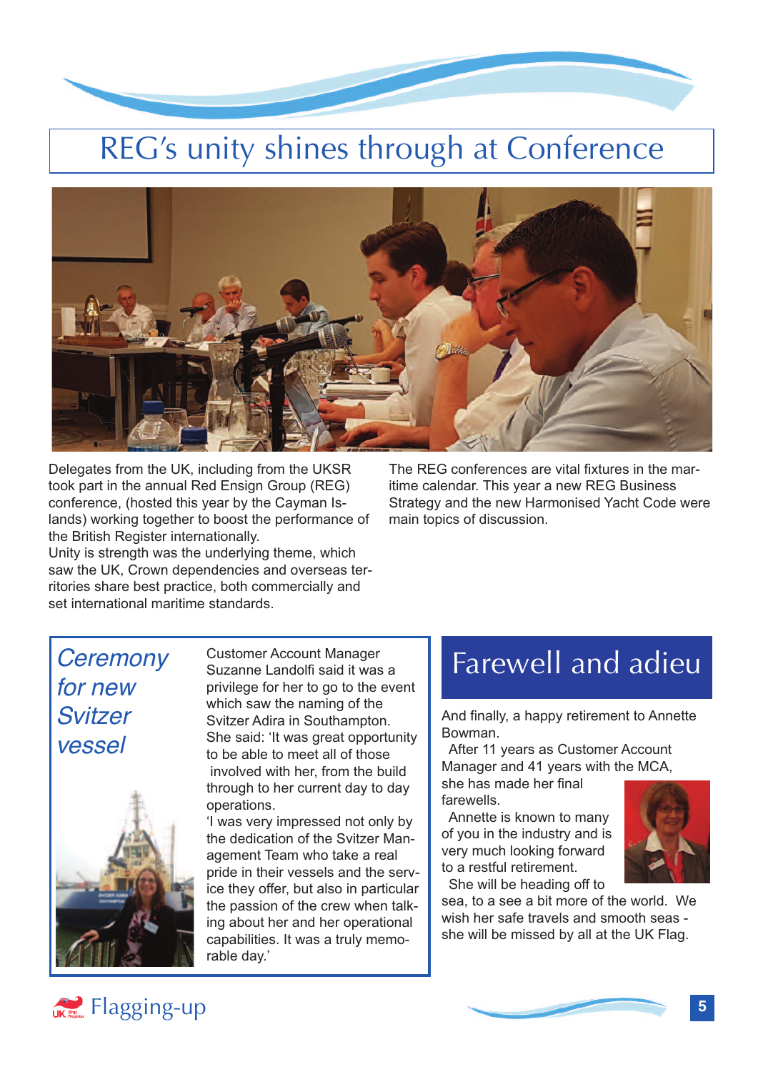# REG's unity shines through at Conference

Delegates from the UK, including from the UKSR took part in the annual Red Ensign Group (REG) conference, (hosted this year by the Cayman Islands) working together to boost the performance of the British Register internationally.

Unity is strength was the underlying theme, which saw the UK, Crown dependencies and overseas territories share best practice, both commercially and set international maritime standards.

The REG conferences are vital fixtures in the maritime calendar. This year a new REG Business Strategy and the new Harmonised Yacht Code were main topics of discussion.

## *Ceremony for new Svitzer vessel*

Customer Account Manager Suzanne Landolfi said it was a privilege for her to go to the event which saw the naming of the Svitzer Adira in Southampton.

She said: 'It was great opportunity to be able to meet all of those involved with her, from the build through to her current day to day operations.

'I was very impressed not only by the dedication of the Svitzer Management Team who take a real pride in their vessels and the service they offer, but also in particular the passion of the crew when talking about her and her operational capabilities. It was a truly memorable day.'

## Farewell and adieu

And finally, a happy retirement to Annette Bowman.

After 11 years as Customer Account Manager and 41 years with the MCA, she has made her final farewells.

Annette is known to many of you in the industry and is very much looking forward to a restful retirement.

She will be heading off to sea, to a see a bit more of the world. We wish her safe travels and smooth seas - she will be missed by all at the UK Flag.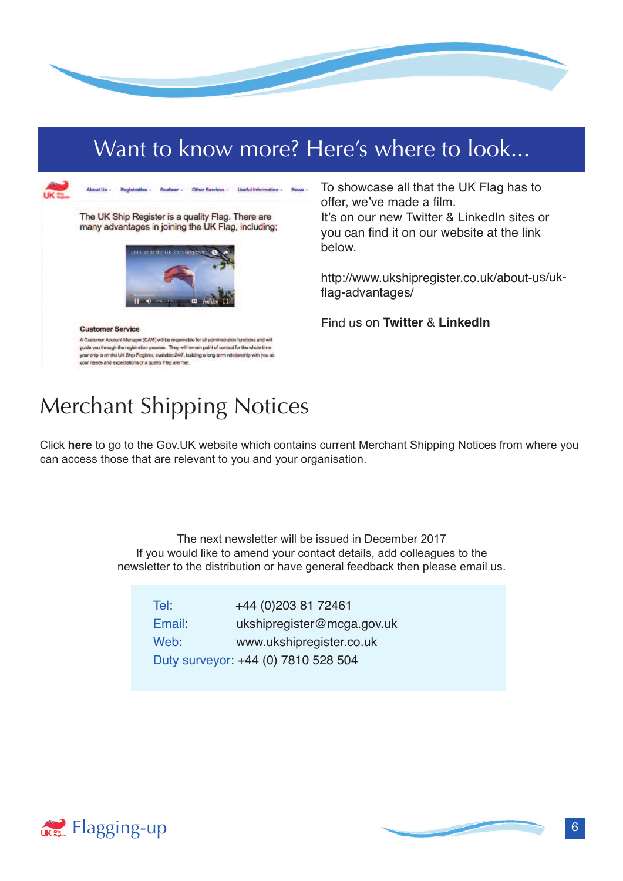## Want to know more? Here's where to look...

To showcase all that the UK Flag has to offer, we've made a film.
It's on our new Twitter & LinkedIn sites or you can find it on our website at the link below.

http://www.ukshipregister.co.uk/about-us/uk-flag-advantages/

Find us on **Twitter** & **LinkedIn**

# Merchant Shipping Notices

Click **here** to go to the Gov.UK website which contains current Merchant Shipping Notices from where you can access those that are relevant to you and your organisation.

The next newsletter will be issued in December 2017
If you would like to amend your contact details, add colleagues to the newsletter to the distribution or have general feedback then please email us.

| | |
|---|---|
| Tel: | +44 (0)203 81 72461 |
| Email: | ukshipregister@mcga.gov.uk |
| Web: | www.ukshipregister.co.uk |
| Duty surveyor: | +44 (0) 7810 528 504 |